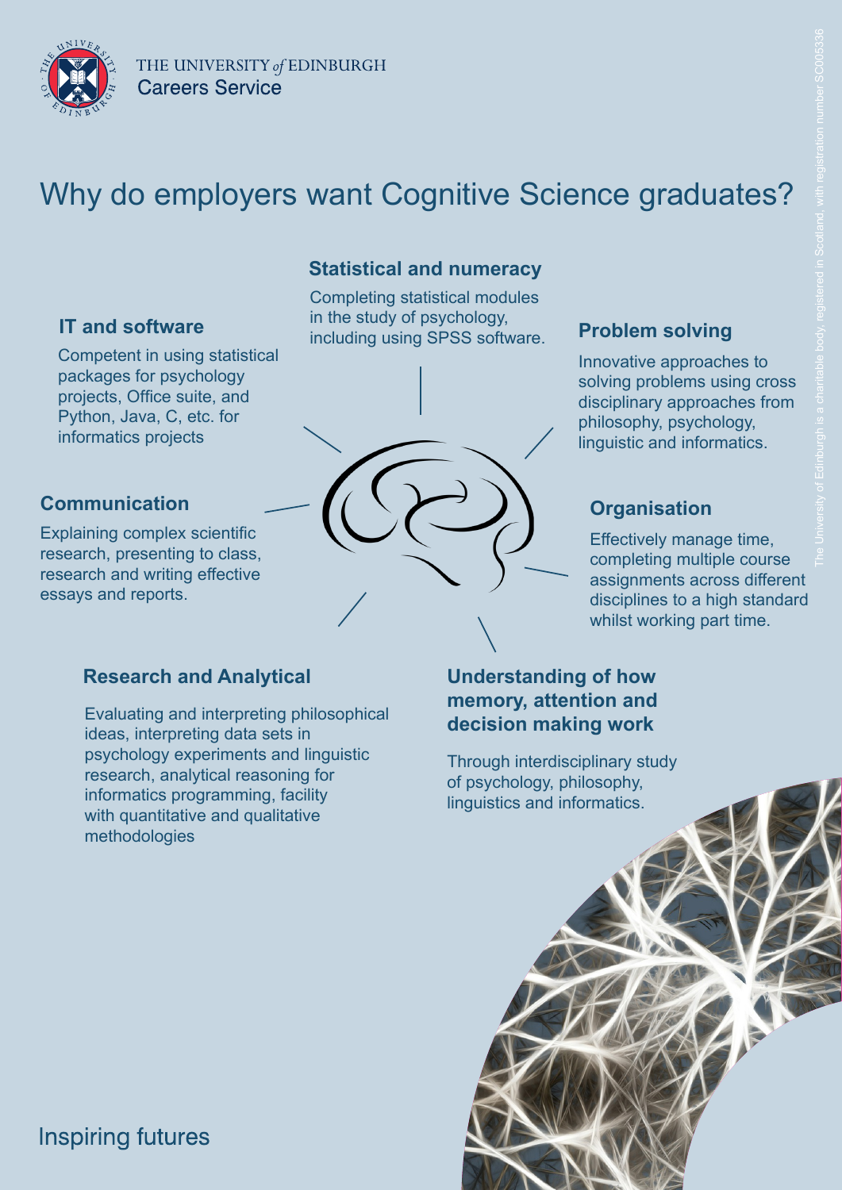THE UNIVERSITY *of* EDINBURGH
Careers Service

# Why do employers want Cognitive Science graduates?

## Statistical and numeracy

Completing statistical modules in the study of psychology, including using SPSS software.

## IT and software

Competent in using statistical packages for psychology projects, Office suite, and Python, Java, C, etc. for informatics projects

## Problem solving

Innovative approaches to solving problems using cross disciplinary approaches from philosophy, psychology, linguistic and informatics.

## Communication

Explaining complex scientific research, presenting to class, research and writing effective essays and reports.

## Organisation

Effectively manage time, completing multiple course assignments across different disciplines to a high standard whilst working part time.

## Research and Analytical

Evaluating and interpreting philosophical ideas, interpreting data sets in psychology experiments and linguistic research, analytical reasoning for informatics programming, facility with quantitative and qualitative methodologies

## Understanding of how memory, attention and decision making work

Through interdisciplinary study of psychology, philosophy, linguistics and informatics.

Inspiring futures

The University of Edinburgh is a charitable body, registered in Scotland, with registration number SC005336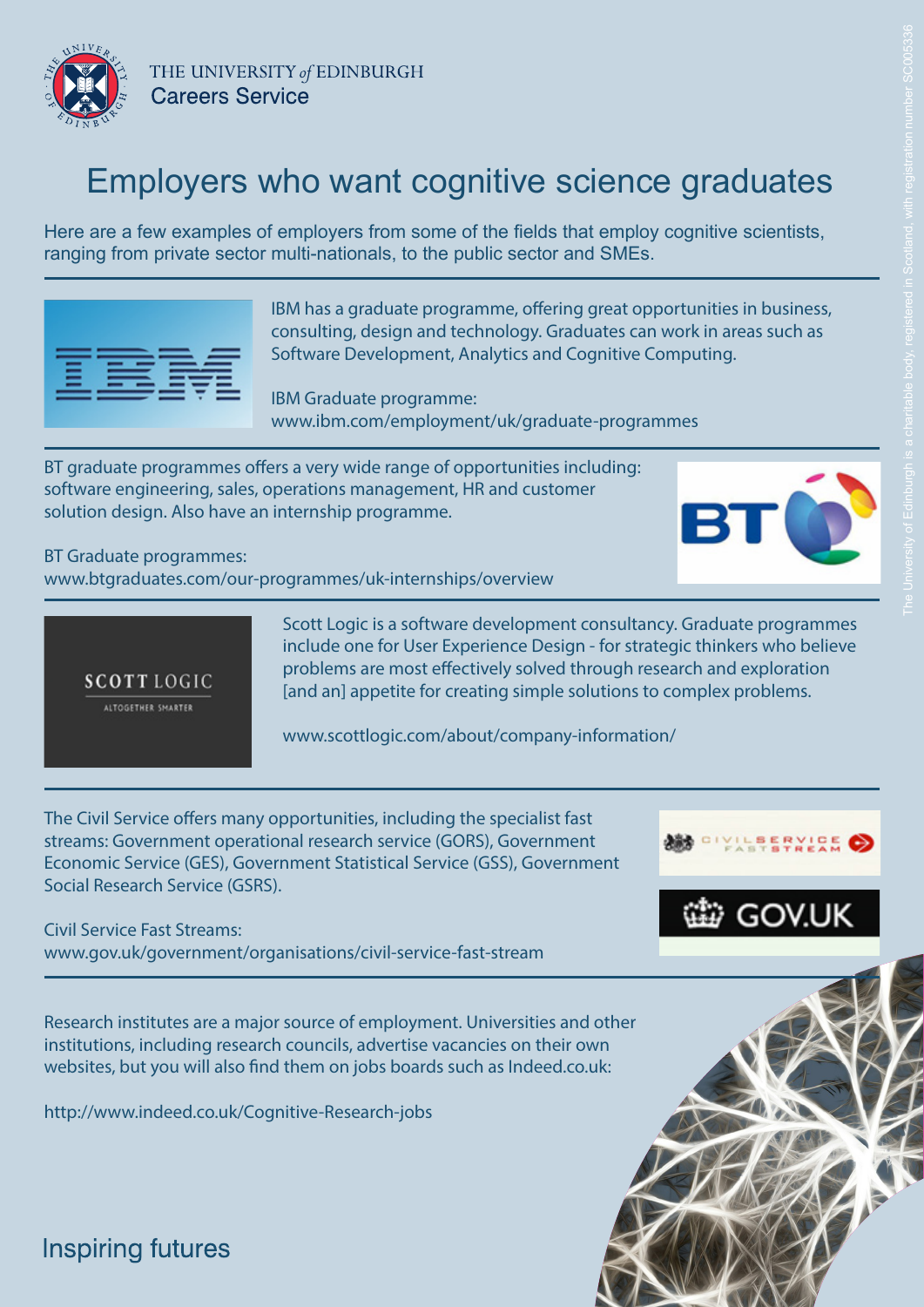THE UNIVERSITY *of* EDINBURGH
Careers Service

# Employers who want cognitive science graduates

Here are a few examples of employers from some of the fields that employ cognitive scientists, ranging from private sector multi-nationals, to the public sector and SMEs.

IBM has a graduate programme, offering great opportunities in business, consulting, design and technology. Graduates can work in areas such as Software Development, Analytics and Cognitive Computing.

IBM Graduate programme:
www.ibm.com/employment/uk/graduate-programmes

BT graduate programmes offers a very wide range of opportunities including: software engineering, sales, operations management, HR and customer solution design. Also have an internship programme.

BT Graduate programmes:
www.btgraduates.com/our-programmes/uk-internships/overview

Scott Logic is a software development consultancy. Graduate programmes include one for User Experience Design - for strategic thinkers who believe problems are most effectively solved through research and exploration [and an] appetite for creating simple solutions to complex problems.

www.scottlogic.com/about/company-information/

The Civil Service offers many opportunities, including the specialist fast streams: Government operational research service (GORS), Government Economic Service (GES), Government Statistical Service (GSS), Government Social Research Service (GSRS).

Civil Service Fast Streams:
www.gov.uk/government/organisations/civil-service-fast-stream

Research institutes are a major source of employment. Universities and other institutions, including research councils, advertise vacancies on their own websites, but you will also find them on jobs boards such as Indeed.co.uk:

http://www.indeed.co.uk/Cognitive-Research-jobs

Inspiring futures

The University of Edinburgh is a charitable body, registered in Scotland, with registration number SC005336